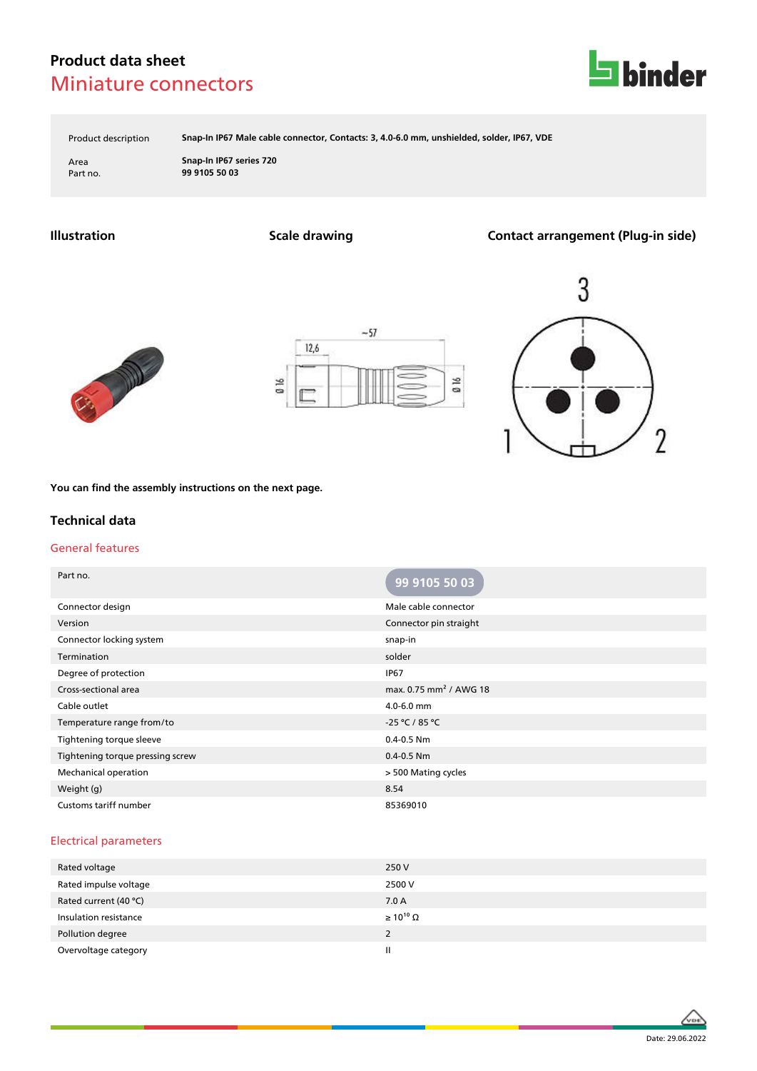# Product data sheet

## Miniature connectors

| | |
|---|---|
| Product description | **Snap-In IP67 Male cable connector, Contacts: 3, 4.0-6.0 mm, unshielded, solder, IP67, VDE** |
| Area | **Snap-In IP67 series 720** |
| Part no. | **99 9105 50 03** |

### Illustration

### Scale drawing

### Contact arrangement (Plug-in side)

**You can find the assembly instructions on the next page.**

## Technical data

### General features

| Part no. | 99 9105 50 03 |
|---|---|
| Connector design | Male cable connector |
| Version | Connector pin straight |
| Connector locking system | snap-in |
| Termination | solder |
| Degree of protection | IP67 |
| Cross-sectional area | max. 0.75 $mm^2$ / AWG 18 |
| Cable outlet | 4.0-6.0 mm |
| Temperature range from/to | -25 °C / 85 °C |
| Tightening torque sleeve | 0.4-0.5 Nm |
| Tightening torque pressing screw | 0.4-0.5 Nm |
| Mechanical operation | > 500 Mating cycles |
| Weight (g) | 8.54 |
| Customs tariff number | 85369010 |

### Electrical parameters

| | |
|---|---|
| Rated voltage | 250 V |
| Rated impulse voltage | 2500 V |
| Rated current (40 °C) | 7.0 A |
| Insulation resistance | ≥ $10^{10}$ Ω |
| Pollution degree | 2 |
| Overvoltage category | II |

Date: 29.06.2022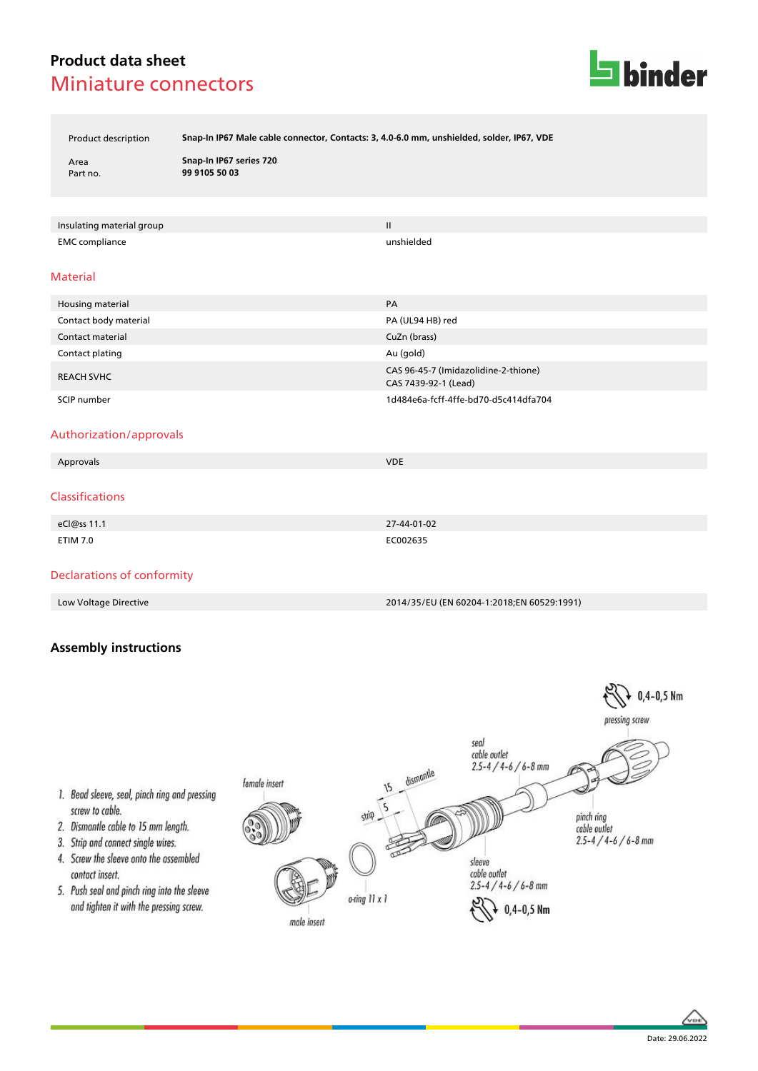# Product data sheet

## Miniature connectors

| Product description | Snap-In IP67 Male cable connector, Contacts: 3, 4.0-6.0 mm, unshielded, solder, IP67, VDE |
|---|---|
| Area | Snap-In IP67 series 720 |
| Part no. | 99 9105 50 03 |

| Insulating material group | II |
|---|---|
| EMC compliance | unshielded |

### Material

| Housing material | PA |
|---|---|
| Contact body material | PA (UL94 HB) red |
| Contact material | CuZn (brass) |
| Contact plating | Au (gold) |
| REACH SVHC | CAS 96-45-7 (Imidazolidine-2-thione)<br>CAS 7439-92-1 (Lead) |
| SCIP number | 1d484e6a-fcff-4ffe-bd70-d5c414dfa704 |

### Authorization/approvals

| Approvals | VDE |
|---|---|

### Classifications

| eCl@ss 11.1 | 27-44-01-02 |
|---|---|
| ETIM 7.0 | EC002635 |

### Declarations of conformity

| Low Voltage Directive | 2014/35/EU (EN 60204-1:2018;EN 60529:1991) |
|---|---|

## Assembly instructions

1. Bead sleeve, seal, pinch ring and pressing screw to cable.
2. Dismantle cable to 15 mm length.
3. Strip and connect single wires.
4. Screw the sleeve onto the assembled contact insert.
5. Push seal and pinch ring into the sleeve and tighten it with the pressing screw.

female insert

male insert

o-ring 11 x 1

strip 5

15 dismantle

seal cable outlet 2.5-4 / 4-6 / 6-8 mm

sleeve cable outlet 2.5-4 / 4-6 / 6-8 mm

0,4-0,5 Nm

pinch ring cable outlet 2.5-4 / 4-6 / 6-8 mm

pressing screw

0,4-0,5 Nm

Date: 29.06.2022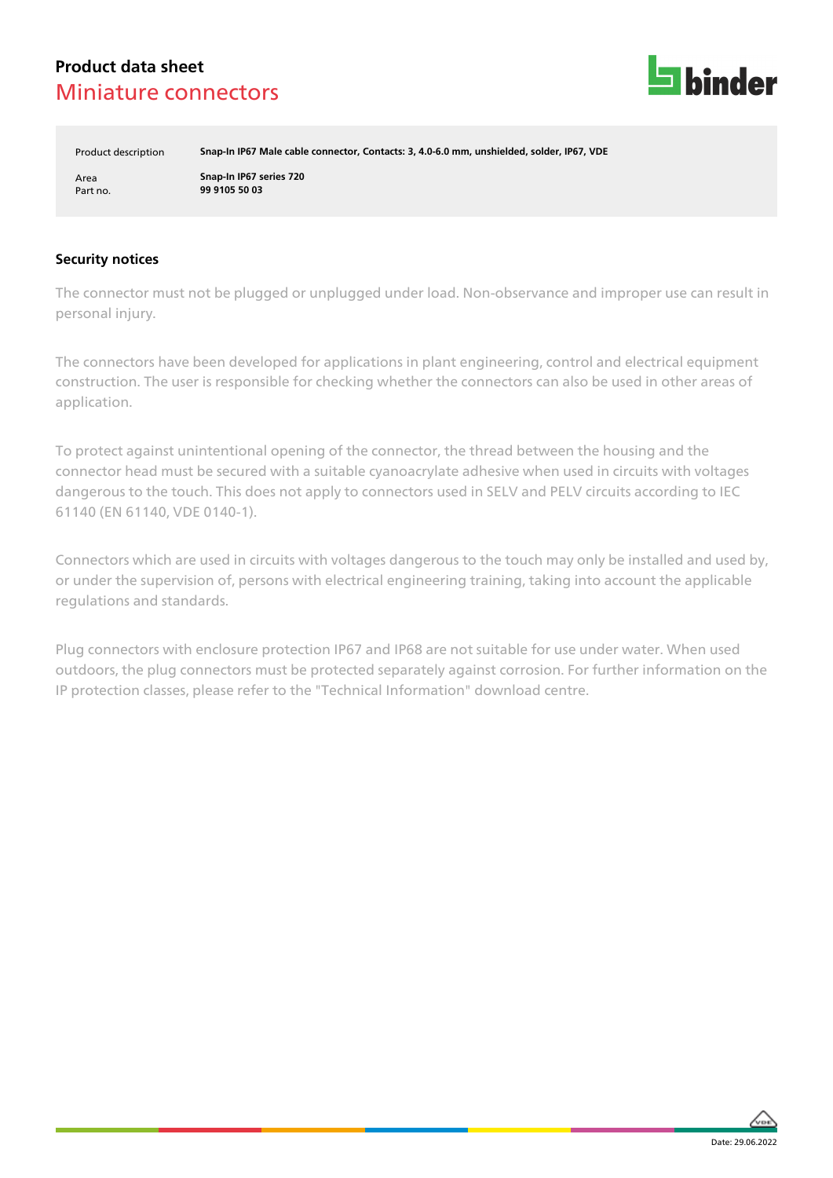## Product data sheet
# Miniature connectors

| | |
|---|---|
| Product description | **Snap-In IP67 Male cable connector, Contacts: 3, 4.0-6.0 mm, unshielded, solder, IP67, VDE** |
| Area | **Snap-In IP67 series 720** |
| Part no. | **99 9105 50 03** |

### Security notices

The connector must not be plugged or unplugged under load. Non-observance and improper use can result in personal injury.

The connectors have been developed for applications in plant engineering, control and electrical equipment construction. The user is responsible for checking whether the connectors can also be used in other areas of application.

To protect against unintentional opening of the connector, the thread between the housing and the connector head must be secured with a suitable cyanoacrylate adhesive when used in circuits with voltages dangerous to the touch. This does not apply to connectors used in SELV and PELV circuits according to IEC 61140 (EN 61140, VDE 0140-1).

Connectors which are used in circuits with voltages dangerous to the touch may only be installed and used by, or under the supervision of, persons with electrical engineering training, taking into account the applicable regulations and standards.

Plug connectors with enclosure protection IP67 and IP68 are not suitable for use under water. When used outdoors, the plug connectors must be protected separately against corrosion. For further information on the IP protection classes, please refer to the "Technical Information" download centre.

Date: 29.06.2022